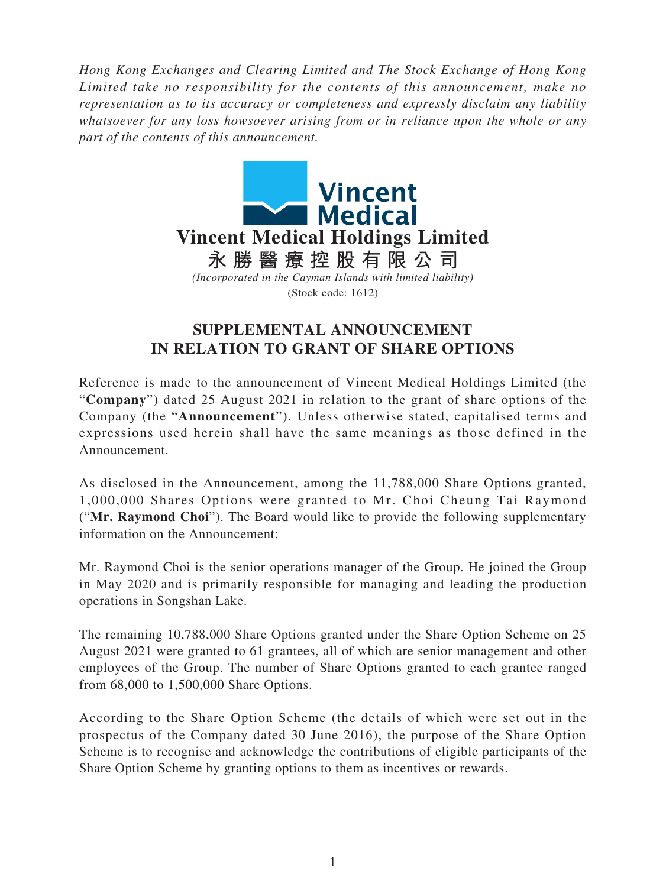*Hong Kong Exchanges and Clearing Limited and The Stock Exchange of Hong Kong Limited take no responsibility for the contents of this announcement, make no representation as to its accuracy or completeness and expressly disclaim any liability whatsoever for any loss howsoever arising from or in reliance upon the whole or any part of the contents of this announcement.*

**Vincent Medical Holdings Limited**

**永勝醫療控股有限公司**

*(Incorporated in the Cayman Islands with limited liability)*

(Stock code: 1612)

# SUPPLEMENTAL ANNOUNCEMENT IN RELATION TO GRANT OF SHARE OPTIONS

Reference is made to the announcement of Vincent Medical Holdings Limited (the "**Company**") dated 25 August 2021 in relation to the grant of share options of the Company (the "**Announcement**"). Unless otherwise stated, capitalised terms and expressions used herein shall have the same meanings as those defined in the Announcement.

As disclosed in the Announcement, among the 11,788,000 Share Options granted, 1,000,000 Shares Options were granted to Mr. Choi Cheung Tai Raymond ("**Mr. Raymond Choi**"). The Board would like to provide the following supplementary information on the Announcement:

Mr. Raymond Choi is the senior operations manager of the Group. He joined the Group in May 2020 and is primarily responsible for managing and leading the production operations in Songshan Lake.

The remaining 10,788,000 Share Options granted under the Share Option Scheme on 25 August 2021 were granted to 61 grantees, all of which are senior management and other employees of the Group. The number of Share Options granted to each grantee ranged from 68,000 to 1,500,000 Share Options.

According to the Share Option Scheme (the details of which were set out in the prospectus of the Company dated 30 June 2016), the purpose of the Share Option Scheme is to recognise and acknowledge the contributions of eligible participants of the Share Option Scheme by granting options to them as incentives or rewards.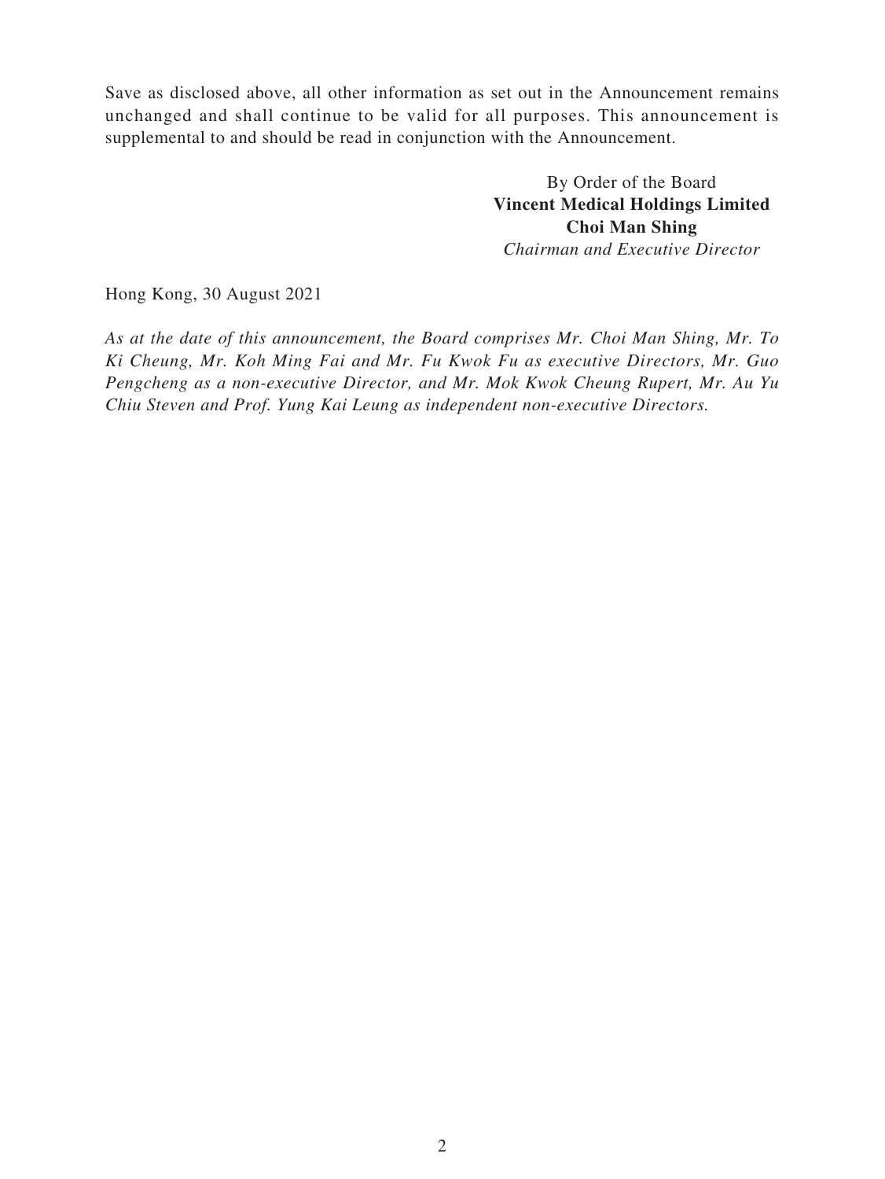Save as disclosed above, all other information as set out in the Announcement remains unchanged and shall continue to be valid for all purposes. This announcement is supplemental to and should be read in conjunction with the Announcement.

By Order of the Board
**Vincent Medical Holdings Limited**
**Choi Man Shing**
*Chairman and Executive Director*

Hong Kong, 30 August 2021

*As at the date of this announcement, the Board comprises Mr. Choi Man Shing, Mr. To Ki Cheung, Mr. Koh Ming Fai and Mr. Fu Kwok Fu as executive Directors, Mr. Guo Pengcheng as a non-executive Director, and Mr. Mok Kwok Cheung Rupert, Mr. Au Yu Chiu Steven and Prof. Yung Kai Leung as independent non-executive Directors.*